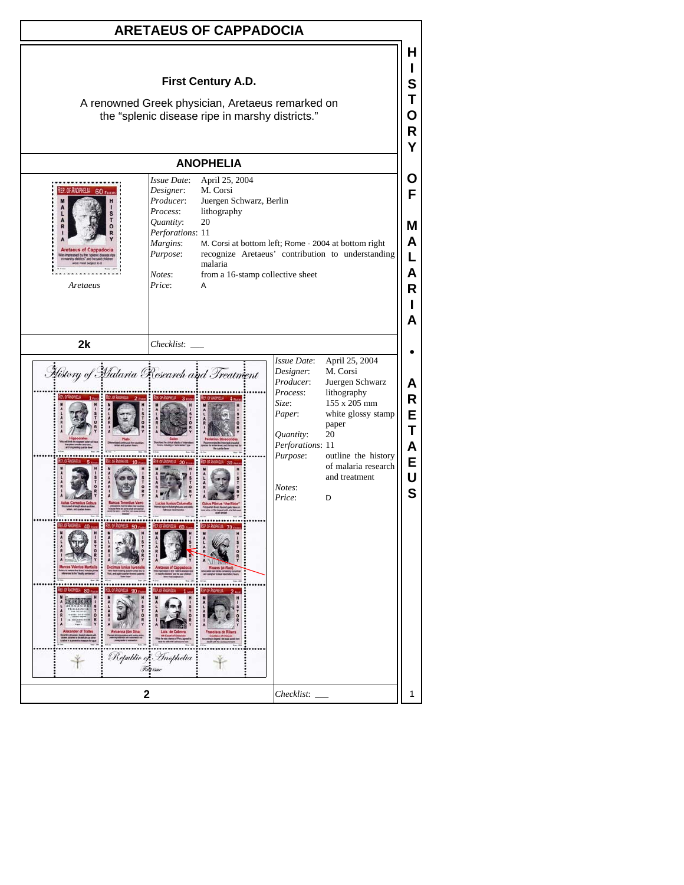# ARETAEUS OF CAPPADOCIA

**First Century A.D.**

A renowned Greek physician, Aretaeus remarked on the "splenic disease ripe in marshy districts."

## ANOPHELIA

*Aretaeus*

| | |
|---|---|
| *Issue Date*: | April 25, 2004 |
| *Designer*: | M. Corsi |
| *Producer*: | Juergen Schwarz, Berlin |
| *Process*: | lithography |
| *Quantity*: | 20 |
| *Perforations*: | 11 |
| *Margins*: | M. Corsi at bottom left; Rome - 2004 at bottom right |
| *Purpose*: | recognize Aretaeus' contribution to understanding malaria |
| *Notes*: | from a 16-stamp collective sheet |
| *Price*: | A |

**2k**

*Checklist*: ___

| | |
|---|---|
| *Issue Date*: | April 25, 2004 |
| *Designer*: | M. Corsi |
| *Producer*: | Juergen Schwarz |
| *Process*: | lithography |
| *Size*: | 155 x 205 mm |
| *Paper*: | white glossy stamp paper |
| *Quantity*: | 20 |
| *Perforations*: | 11 |
| *Purpose*: | outline the history of malaria research and treatment |
| *Notes*: | |
| *Price*: | D |

**2**

*Checklist*: ___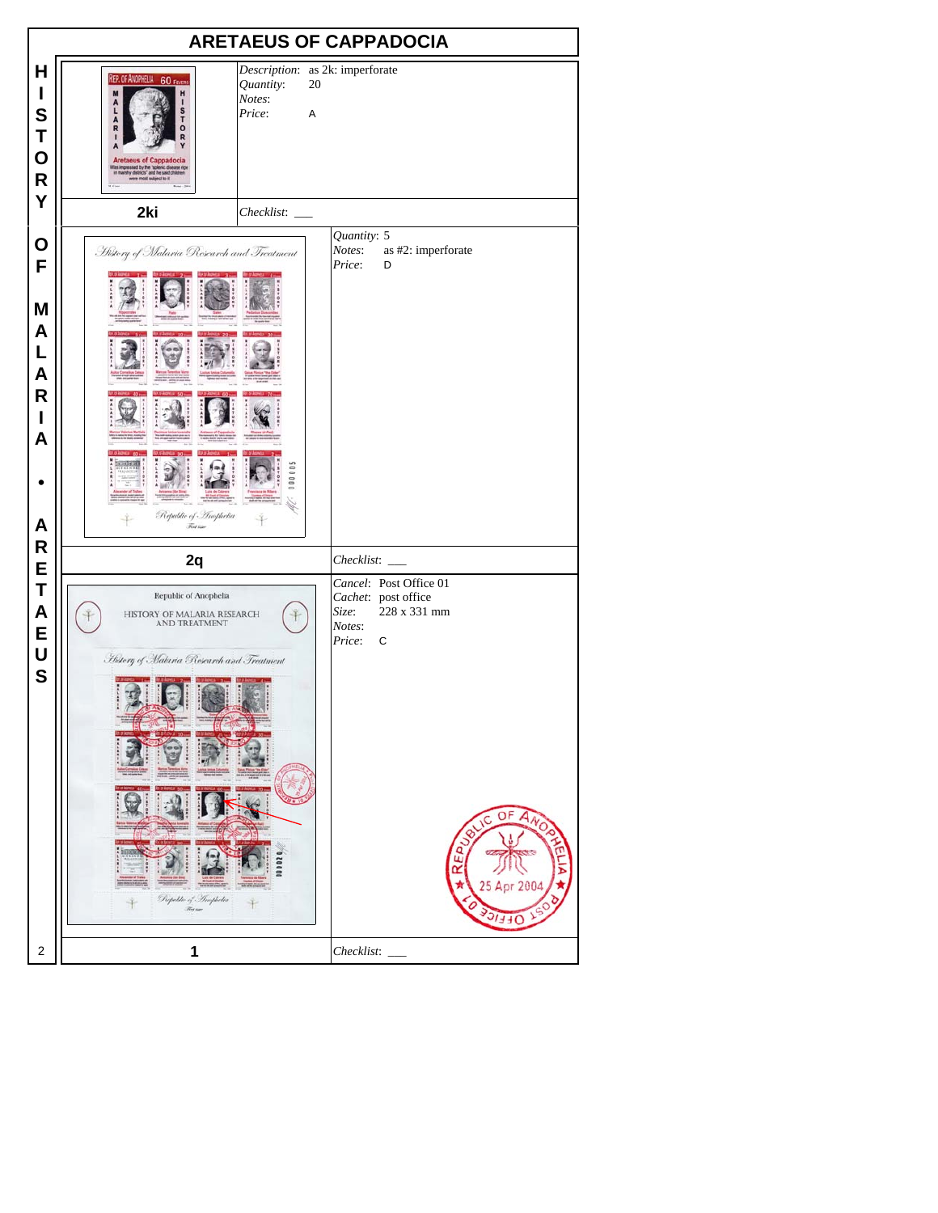# ARETAEUS OF CAPPADOCIA

**HISTORY OF MALARIA • ARETAEUS**

## 2ki

*Description*: as 2k: imperforate
*Quantity*: 20
*Notes*:
*Price*: A

*Checklist*: ___

## 2q

*Quantity*: 5
*Notes*: as #2: imperforate
*Price*: D

*Checklist*: ___

## 1

*Cancel*: Post Office 01
*Cachet*: post office
*Size*: 228 x 331 mm
*Notes*:
*Price*: C

*Checklist*: ___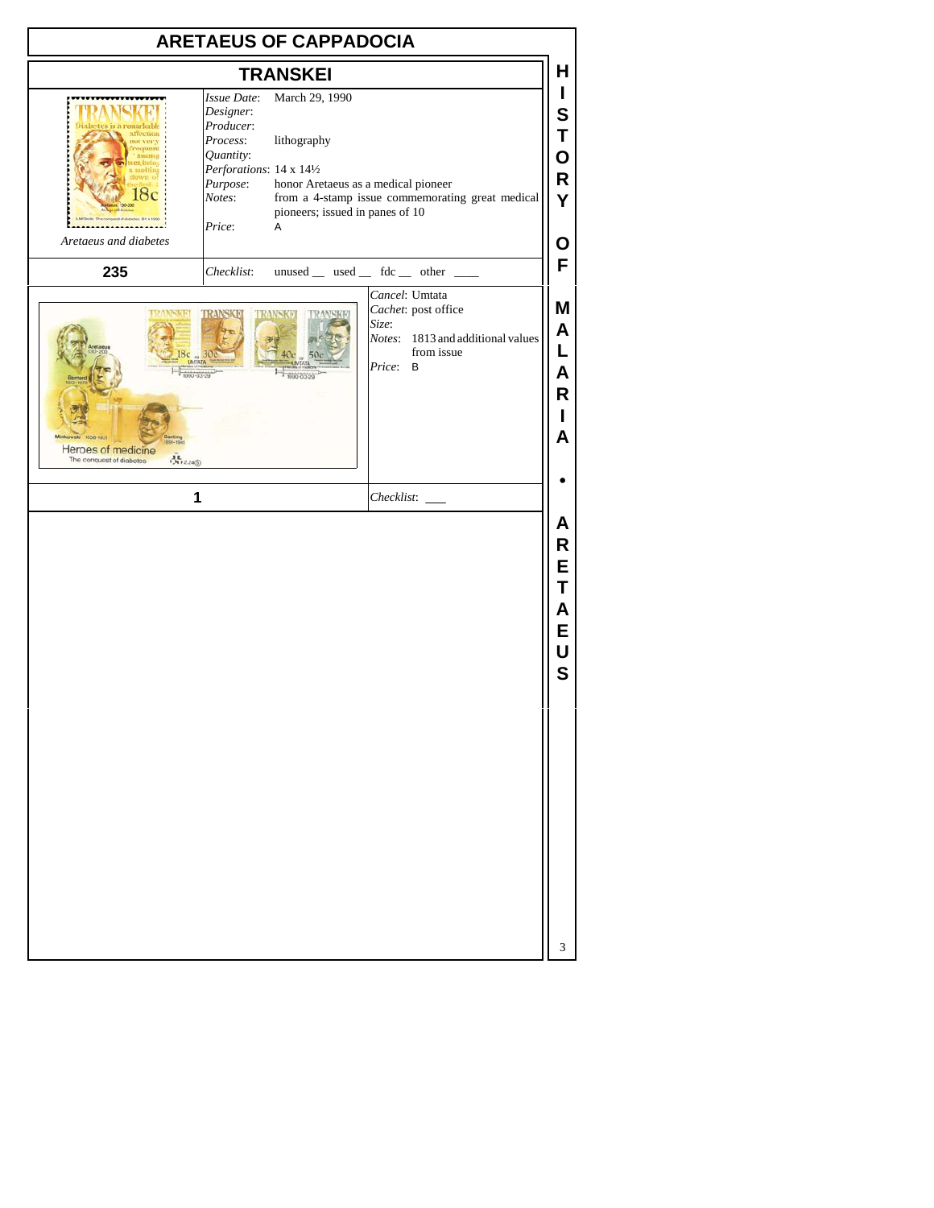# ARETAEUS OF CAPPADOCIA

## TRANSKEI

*Aretaeus and diabetes*

*Issue Date*: March 29, 1990
*Designer*:
*Producer*:
*Process*: lithography
*Quantity*:
*Perforations*: 14 x 14½
*Purpose*: honor Aretaeus as a medical pioneer
*Notes*: from a 4-stamp issue commemorating great medical pioneers; issued in panes of 10
*Price*: A

**235**

*Checklist*: unused __ used __ fdc __ other ____

*Cancel*: Umtata
*Cachet*: post office
*Size*:
*Notes*: 1813 and additional values from issue
*Price*: B

**1**

*Checklist*: ___

HISTORY OF MALARIA • ARETAEUS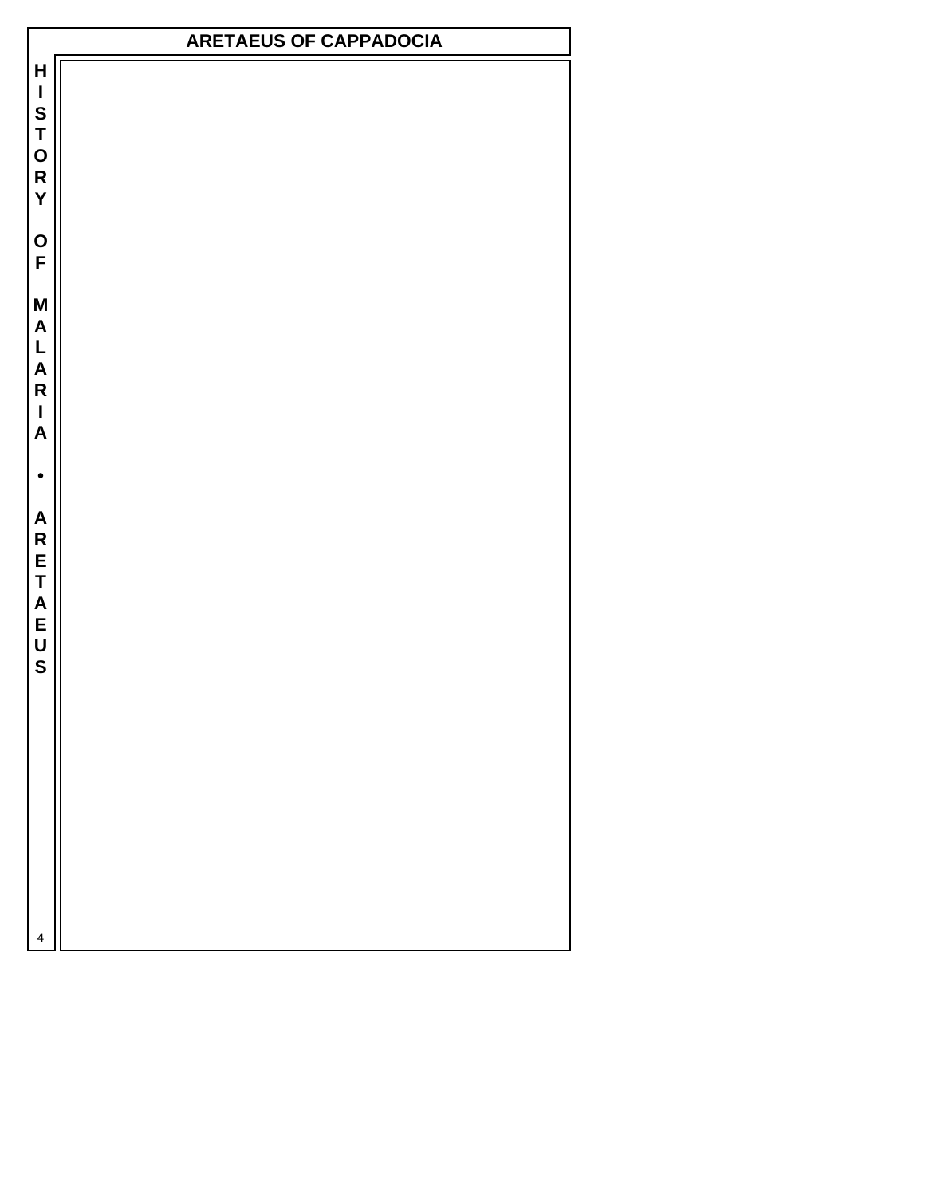## ARETAEUS OF CAPPADOCIA